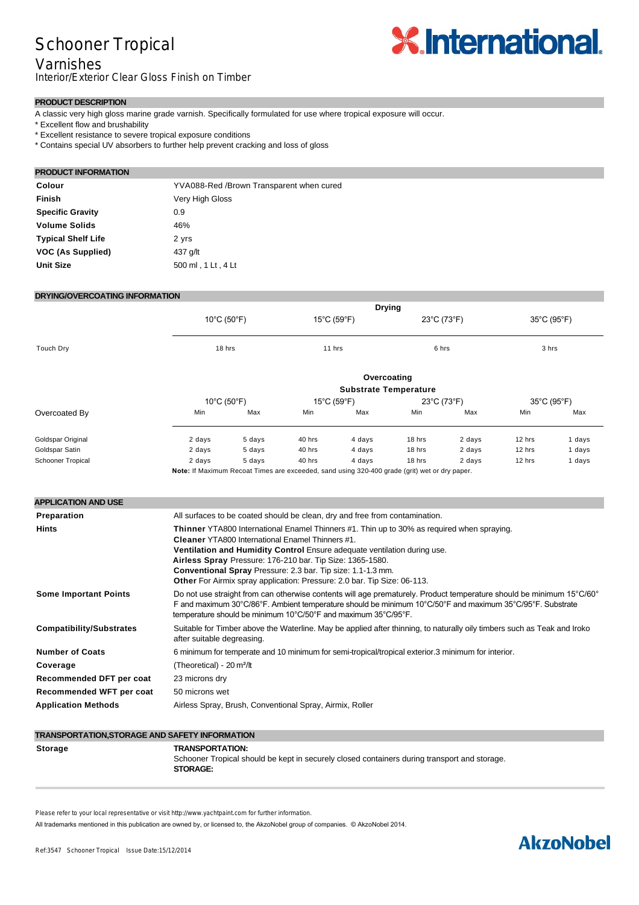# Schooner Tropical Varnishes

Interior/Exterior Clear Gloss Finish on Timber

## PRODUCT DESCRIPTION

A classic very high gloss marine grade varnish. Specifically formulated for use where tropical exposure will occur.

* Excellent flow and brushability
* Excellent resistance to severe tropical exposure conditions
* Contains special UV absorbers to further help prevent cracking and loss of gloss

## PRODUCT INFORMATION

| | |
|---|---|
| **Colour** | YVA088-Red /Brown Transparent when cured |
| **Finish** | Very High Gloss |
| **Specific Gravity** | 0.9 |
| **Volume Solids** | 46% |
| **Typical Shelf Life** | 2 yrs |
| **VOC (As Supplied)** | 437 g/lt |
| **Unit Size** | 500 ml , 1 Lt , 4 Lt |

## DRYING/OVERCOATING INFORMATION

| | Drying | | | |
|---|---|---|---|---|
| | 10°C (50°F) | 15°C (59°F) | 23°C (73°F) | 35°C (95°F) |
| Touch Dry | 18 hrs | 11 hrs | 6 hrs | 3 hrs |

| | Overcoating Substrate Temperature | | | | | | | |
|---|---|---|---|---|---|---|---|---|
| | 10°C (50°F) | | 15°C (59°F) | | 23°C (73°F) | | 35°C (95°F) | |
| Overcoated By | Min | Max | Min | Max | Min | Max | Min | Max |
| Goldspar Original | 2 days | 5 days | 40 hrs | 4 days | 18 hrs | 2 days | 12 hrs | 1 days |
| Goldspar Satin | 2 days | 5 days | 40 hrs | 4 days | 18 hrs | 2 days | 12 hrs | 1 days |
| Schooner Tropical | 2 days | 5 days | 40 hrs | 4 days | 18 hrs | 2 days | 12 hrs | 1 days |

**Note:** If Maximum Recoat Times are exceeded, sand using 320-400 grade (grit) wet or dry paper.

## APPLICATION AND USE

**Preparation**
All surfaces to be coated should be clean, dry and free from contamination.

**Hints**
**Thinner** YTA800 International Enamel Thinners #1. Thin up to 30% as required when spraying.
**Cleaner** YTA800 International Enamel Thinners #1.
**Ventilation and Humidity Control** Ensure adequate ventilation during use.
**Airless Spray** Pressure: 176-210 bar. Tip Size: 1365-1580.
**Conventional Spray** Pressure: 2.3 bar. Tip size: 1.1-1.3 mm.
**Other** For Airmix spray application: Pressure: 2.0 bar. Tip Size: 06-113.

**Some Important Points**
Do not use straight from can otherwise contents will age prematurely. Product temperature should be minimum 15°C/60°F and maximum 30°C/86°F. Ambient temperature should be minimum 10°C/50°F and maximum 35°C/95°F. Substrate temperature should be minimum 10°C/50°F and maximum 35°C/95°F.

**Compatibility/Substrates**
Suitable for Timber above the Waterline. May be applied after thinning, to naturally oily timbers such as Teak and Iroko after suitable degreasing.

**Number of Coats**
6 minimum for temperate and 10 minimum for semi-tropical/tropical exterior.3 minimum for interior.

**Coverage**
(Theoretical) - 20 m²/lt

**Recommended DFT per coat**
23 microns dry

**Recommended WFT per coat**
50 microns wet

**Application Methods**
Airless Spray, Brush, Conventional Spray, Airmix, Roller

## TRANSPORTATION,STORAGE AND SAFETY INFORMATION

**Storage**

**TRANSPORTATION:**
Schooner Tropical should be kept in securely closed containers during transport and storage.
**STORAGE:**

Please refer to your local representative or visit http://www.yachtpaint.com for further information.

All trademarks mentioned in this publication are owned by, or licensed to, the AkzoNobel group of companies. © AkzoNobel 2014.

Ref:3547 Schooner Tropical Issue Date:15/12/2014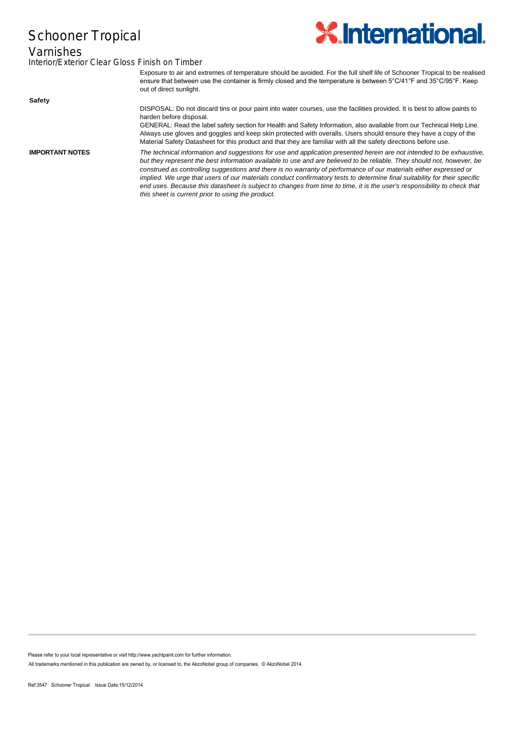Exposure to air and extremes of temperature should be avoided. For the full shelf life of Schooner Tropical to be realised ensure that between use the container is firmly closed and the temperature is between 5°C/41°F and 35°C/95°F. Keep out of direct sunlight.

**Safety**

DISPOSAL: Do not discard tins or pour paint into water courses, use the facilities provided. It is best to allow paints to harden before disposal.

GENERAL: Read the label safety section for Health and Safety Information, also available from our Technical Help Line. Always use gloves and goggles and keep skin protected with overalls. Users should ensure they have a copy of the Material Safety Datasheet for this product and that they are familiar with all the safety directions before use.

**IMPORTANT NOTES**

*The technical information and suggestions for use and application presented herein are not intended to be exhaustive, but they represent the best information available to use and are believed to be reliable. They should not, however, be construed as controlling suggestions and there is no warranty of performance of our materials either expressed or implied. We urge that users of our materials conduct confirmatory tests to determine final suitability for their specific end uses. Because this datasheet is subject to changes from time to time, it is the user's responsibility to check that this sheet is current prior to using the product.*

Please refer to your local representative or visit http://www.yachtpaint.com for further information.

All trademarks mentioned in this publication are owned by, or licensed to, the AkzoNobel group of companies. © AkzoNobel 2014.

Ref:3547 Schooner Tropical Issue Date:15/12/2014